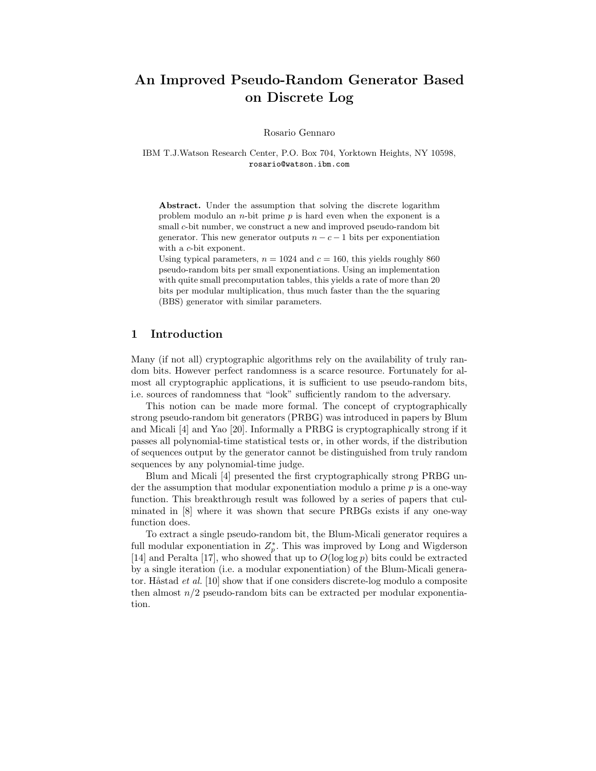# An Improved Pseudo-Random Generator Based on Discrete Log

Rosario Gennaro

IBM T.J.Watson Research Center, P.O. Box 704, Yorktown Heights, NY 10598,
`rosario@watson.ibm.com`

**Abstract.** Under the assumption that solving the discrete logarithm problem modulo an $n$-bit prime $p$ is hard even when the exponent is a small $c$-bit number, we construct a new and improved pseudo-random bit generator. This new generator outputs $n - c - 1$ bits per exponentiation with a $c$-bit exponent.
Using typical parameters, $n = 1024$ and $c = 160$, this yields roughly 860 pseudo-random bits per small exponentiations. Using an implementation with quite small precomputation tables, this yields a rate of more than 20 bits per modular multiplication, thus much faster than the the squaring (BBS) generator with similar parameters.

## 1 Introduction

Many (if not all) cryptographic algorithms rely on the availability of truly random bits. However perfect randomness is a scarce resource. Fortunately for almost all cryptographic applications, it is sufficient to use pseudo-random bits, i.e. sources of randomness that "look" sufficiently random to the adversary.

This notion can be made more formal. The concept of cryptographically strong pseudo-random bit generators (PRBG) was introduced in papers by Blum and Micali [4] and Yao [20]. Informally a PRBG is cryptographically strong if it passes all polynomial-time statistical tests or, in other words, if the distribution of sequences output by the generator cannot be distinguished from truly random sequences by any polynomial-time judge.

Blum and Micali [4] presented the first cryptographically strong PRBG under the assumption that modular exponentiation modulo a prime $p$ is a one-way function. This breakthrough result was followed by a series of papers that culminated in [8] where it was shown that secure PRBGs exists if any one-way function does.

To extract a single pseudo-random bit, the Blum-Micali generator requires a full modular exponentiation in $Z_p^*$. This was improved by Long and Wigderson [14] and Peralta [17], who showed that up to $O(\log \log p)$ bits could be extracted by a single iteration (i.e. a modular exponentiation) of the Blum-Micali generator. Håstad *et al.* [10] show that if one considers discrete-log modulo a composite then almost $n/2$ pseudo-random bits can be extracted per modular exponentiation.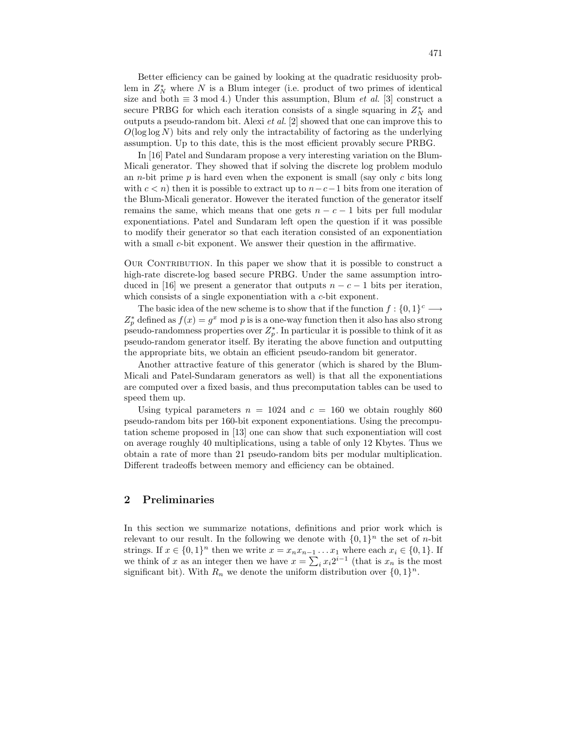Better efficiency can be gained by looking at the quadratic residuosity problem in $Z_N^*$ where $N$ is a Blum integer (i.e. product of two primes of identical size and both $\equiv 3 \bmod 4$.) Under this assumption, Blum *et al.* [3] construct a secure PRBG for which each iteration consists of a single squaring in $Z_N^*$ and outputs a pseudo-random bit. Alexi *et al.* [2] showed that one can improve this to $O(\log \log N)$ bits and rely only the intractability of factoring as the underlying assumption. Up to this date, this is the most efficient provably secure PRBG.

In [16] Patel and Sundaram propose a very interesting variation on the Blum-Micali generator. They showed that if solving the discrete log problem modulo an $n$-bit prime $p$ is hard even when the exponent is small (say only $c$ bits long with $c < n$) then it is possible to extract up to $n-c-1$ bits from one iteration of the Blum-Micali generator. However the iterated function of the generator itself remains the same, which means that one gets $n - c - 1$ bits per full modular exponentiations. Patel and Sundaram left open the question if it was possible to modify their generator so that each iteration consisted of an exponentiation with a small $c$-bit exponent. We answer their question in the affirmative.

Our Contribution. In this paper we show that it is possible to construct a high-rate discrete-log based secure PRBG. Under the same assumption introduced in [16] we present a generator that outputs $n - c - 1$ bits per iteration, which consists of a single exponentiation with a $c$-bit exponent.

The basic idea of the new scheme is to show that if the function $f : \{0, 1\}^c \longrightarrow Z_p^*$ defined as $f(x) = g^x \bmod p$ is is a one-way function then it also has also strong pseudo-randomness properties over $Z_p^*$. In particular it is possible to think of it as pseudo-random generator itself. By iterating the above function and outputting the appropriate bits, we obtain an efficient pseudo-random bit generator.

Another attractive feature of this generator (which is shared by the Blum-Micali and Patel-Sundaram generators as well) is that all the exponentiations are computed over a fixed basis, and thus precomputation tables can be used to speed them up.

Using typical parameters $n = 1024$ and $c = 160$ we obtain roughly 860 pseudo-random bits per 160-bit exponent exponentiations. Using the precomputation scheme proposed in [13] one can show that such exponentiation will cost on average roughly 40 multiplications, using a table of only 12 Kbytes. Thus we obtain a rate of more than 21 pseudo-random bits per modular multiplication. Different tradeoffs between memory and efficiency can be obtained.

## 2 Preliminaries

In this section we summarize notations, definitions and prior work which is relevant to our result. In the following we denote with $\{0, 1\}^n$ the set of $n$-bit strings. If $x \in \{0, 1\}^n$ then we write $x = x_n x_{n-1} \ldots x_1$ where each $x_i \in \{0, 1\}$. If we think of $x$ as an integer then we have $x = \sum_i x_i 2^{i-1}$ (that is $x_n$ is the most significant bit). With $R_n$ we denote the uniform distribution over $\{0, 1\}^n$.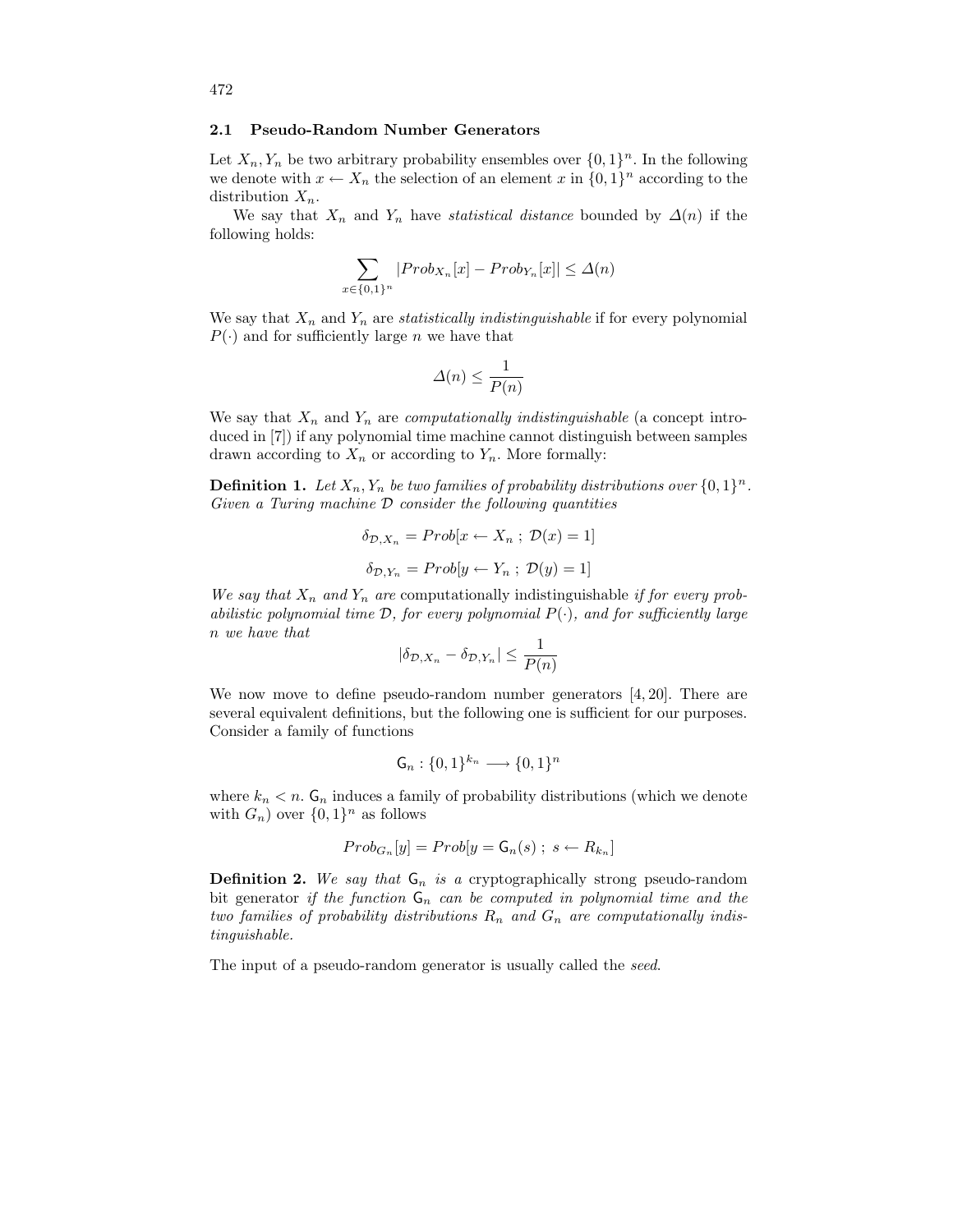### 2.1 Pseudo-Random Number Generators

Let $X_n, Y_n$ be two arbitrary probability ensembles over $\{0,1\}^n$. In the following we denote with $x \leftarrow X_n$ the selection of an element $x$ in $\{0,1\}^n$ according to the distribution $X_n$.

We say that $X_n$ and $Y_n$ have *statistical distance* bounded by $\Delta(n)$ if the following holds:

$$\sum_{x \in \{0,1\}^n} |Prob_{X_n}[x] - Prob_{Y_n}[x]| \leq \Delta(n)$$

We say that $X_n$ and $Y_n$ are *statistically indistinguishable* if for every polynomial $P(\cdot)$ and for sufficiently large $n$ we have that

$$\Delta(n) \leq \frac{1}{P(n)}$$

We say that $X_n$ and $Y_n$ are *computationally indistinguishable* (a concept introduced in [7]) if any polynomial time machine cannot distinguish between samples drawn according to $X_n$ or according to $Y_n$. More formally:

**Definition 1.** *Let $X_n, Y_n$ be two families of probability distributions over $\{0,1\}^n$. Given a Turing machine $\mathcal{D}$ consider the following quantities*

$$\delta_{\mathcal{D},X_n} = Prob[x \leftarrow X_n \ ; \ \mathcal{D}(x) = 1]$$

$$\delta_{\mathcal{D},Y_n} = Prob[y \leftarrow Y_n \ ; \ \mathcal{D}(y) = 1]$$

*We say that $X_n$ and $Y_n$ are* computationally indistinguishable *if for every probabilistic polynomial time $\mathcal{D}$, for every polynomial $P(\cdot)$, and for sufficiently large $n$ we have that*

$$|\delta_{\mathcal{D},X_n} - \delta_{\mathcal{D},Y_n}| \leq \frac{1}{P(n)}$$

We now move to define pseudo-random number generators [4, 20]. There are several equivalent definitions, but the following one is sufficient for our purposes. Consider a family of functions

$$\mathsf{G}_n : \{0,1\}^{k_n} \longrightarrow \{0,1\}^n$$

where $k_n < n$. $\mathsf{G}_n$ induces a family of probability distributions (which we denote with $G_n$) over $\{0,1\}^n$ as follows

$$Prob_{G_n}[y] = Prob[y = \mathsf{G}_n(s) \ ; \ s \leftarrow R_{k_n}]$$

**Definition 2.** *We say that $\mathsf{G}_n$ is a* cryptographically strong pseudo-random bit generator *if the function $\mathsf{G}_n$ can be computed in polynomial time and the two families of probability distributions $R_n$ and $G_n$ are computationally indistinguishable.*

The input of a pseudo-random generator is usually called the *seed*.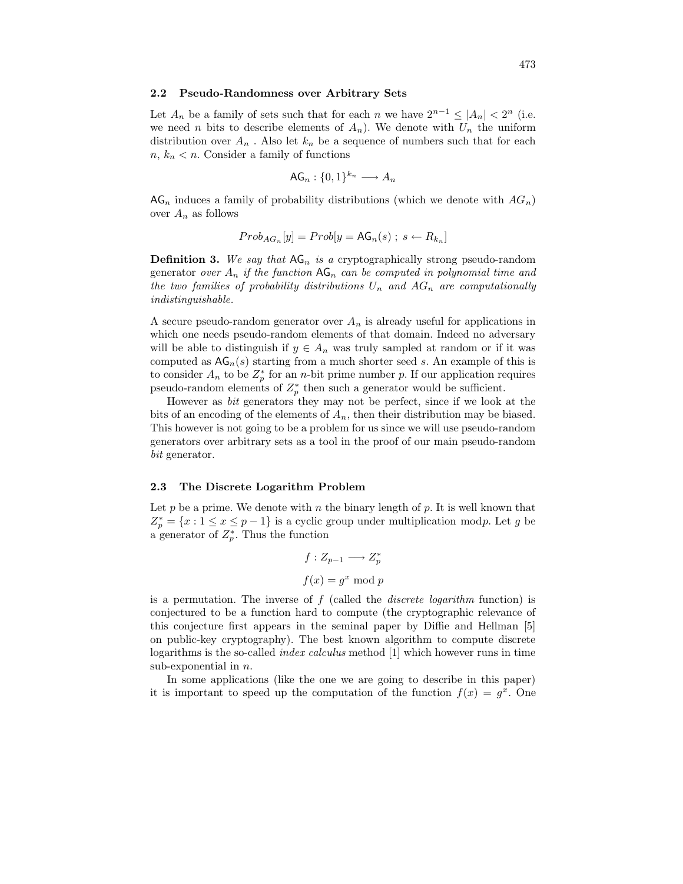### 2.2 Pseudo-Randomness over Arbitrary Sets

Let $A_n$ be a family of sets such that for each $n$ we have $2^{n-1} \leq |A_n| < 2^n$ (i.e. we need $n$ bits to describe elements of $A_n$). We denote with $U_n$ the uniform distribution over $A_n$ . Also let $k_n$ be a sequence of numbers such that for each $n$, $k_n < n$. Consider a family of functions

$$\mathsf{AG}_n : \{0,1\}^{k_n} \longrightarrow A_n$$

$\mathsf{AG}_n$ induces a family of probability distributions (which we denote with $AG_n$) over $A_n$ as follows

$$Prob_{AG_n}[y] = Prob[y = \mathsf{AG}_n(s)\ ;\ s \leftarrow R_{k_n}]$$

**Definition 3.** *We say that $\mathsf{AG}_n$ is a* cryptographically strong pseudo-random generator *over $A_n$ if the function $\mathsf{AG}_n$ can be computed in polynomial time and the two families of probability distributions $U_n$ and $AG_n$ are computationally indistinguishable.*

A secure pseudo-random generator over $A_n$ is already useful for applications in which one needs pseudo-random elements of that domain. Indeed no adversary will be able to distinguish if $y \in A_n$ was truly sampled at random or if it was computed as $\mathsf{AG}_n(s)$ starting from a much shorter seed $s$. An example of this is to consider $A_n$ to be $Z_p^*$ for an $n$-bit prime number $p$. If our application requires pseudo-random elements of $Z_p^*$ then such a generator would be sufficient.

However as *bit* generators they may not be perfect, since if we look at the bits of an encoding of the elements of $A_n$, then their distribution may be biased. This however is not going to be a problem for us since we will use pseudo-random generators over arbitrary sets as a tool in the proof of our main pseudo-random *bit* generator.

### 2.3 The Discrete Logarithm Problem

Let $p$ be a prime. We denote with $n$ the binary length of $p$. It is well known that $Z_p^* = \{x : 1 \leq x \leq p-1\}$ is a cyclic group under multiplication mod$p$. Let $g$ be a generator of $Z_p^*$. Thus the function

$$f : Z_{p-1} \longrightarrow Z_p^*$$

$$f(x) = g^x \bmod p$$

is a permutation. The inverse of $f$ (called the *discrete logarithm* function) is conjectured to be a function hard to compute (the cryptographic relevance of this conjecture first appears in the seminal paper by Diffie and Hellman [5] on public-key cryptography). The best known algorithm to compute discrete logarithms is the so-called *index calculus* method [1] which however runs in time sub-exponential in $n$.

In some applications (like the one we are going to describe in this paper) it is important to speed up the computation of the function $f(x) = g^x$. One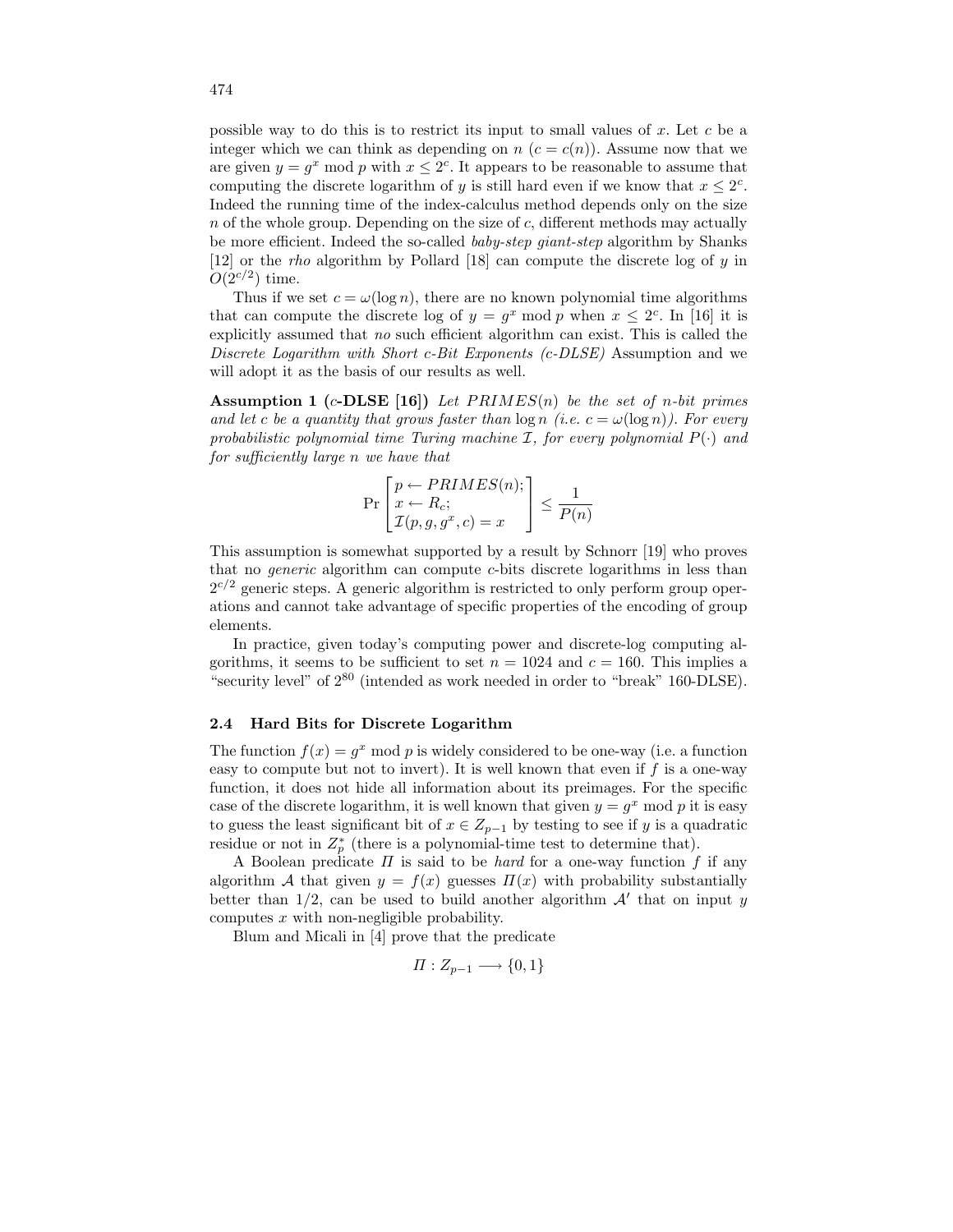possible way to do this is to restrict its input to small values of $x$. Let $c$ be a integer which we can think as depending on $n$ ($c = c(n)$). Assume now that we are given $y = g^x \bmod p$ with $x \le 2^c$. It appears to be reasonable to assume that computing the discrete logarithm of $y$ is still hard even if we know that $x \le 2^c$. Indeed the running time of the index-calculus method depends only on the size $n$ of the whole group. Depending on the size of $c$, different methods may actually be more efficient. Indeed the so-called *baby-step giant-step* algorithm by Shanks [12] or the *rho* algorithm by Pollard [18] can compute the discrete log of $y$ in $O(2^{c/2})$ time.

Thus if we set $c = \omega(\log n)$, there are no known polynomial time algorithms that can compute the discrete log of $y = g^x \bmod p$ when $x \le 2^c$. In [16] it is explicitly assumed that *no* such efficient algorithm can exist. This is called the *Discrete Logarithm with Short c-Bit Exponents (c-DLSE)* Assumption and we will adopt it as the basis of our results as well.

**Assumption 1 ($c$-DLSE [16])** *Let $PRIMES(n)$ be the set of $n$-bit primes and let $c$ be a quantity that grows faster than $\log n$ (i.e. $c = \omega(\log n)$). For every probabilistic polynomial time Turing machine $\mathcal{I}$, for every polynomial $P(\cdot)$ and for sufficiently large $n$ we have that*

$$\Pr\begin{bmatrix} p \leftarrow PRIMES(n); \\ x \leftarrow R_c; \\ \mathcal{I}(p, g, g^x, c) = x \end{bmatrix} \le \frac{1}{P(n)}$$

This assumption is somewhat supported by a result by Schnorr [19] who proves that no *generic* algorithm can compute $c$-bits discrete logarithms in less than $2^{c/2}$ generic steps. A generic algorithm is restricted to only perform group operations and cannot take advantage of specific properties of the encoding of group elements.

In practice, given today's computing power and discrete-log computing algorithms, it seems to be sufficient to set $n = 1024$ and $c = 160$. This implies a "security level" of $2^{80}$ (intended as work needed in order to "break" 160-DLSE).

### 2.4 Hard Bits for Discrete Logarithm

The function $f(x) = g^x \bmod p$ is widely considered to be one-way (i.e. a function easy to compute but not to invert). It is well known that even if $f$ is a one-way function, it does not hide all information about its preimages. For the specific case of the discrete logarithm, it is well known that given $y = g^x \bmod p$ it is easy to guess the least significant bit of $x \in Z_{p-1}$ by testing to see if $y$ is a quadratic residue or not in $Z_p^*$ (there is a polynomial-time test to determine that).

A Boolean predicate $\Pi$ is said to be *hard* for a one-way function $f$ if any algorithm $\mathcal{A}$ that given $y = f(x)$ guesses $\Pi(x)$ with probability substantially better than 1/2, can be used to build another algorithm $\mathcal{A}'$ that on input $y$ computes $x$ with non-negligible probability.

Blum and Micali in [4] prove that the predicate

$$\Pi : Z_{p-1} \longrightarrow \{0, 1\}$$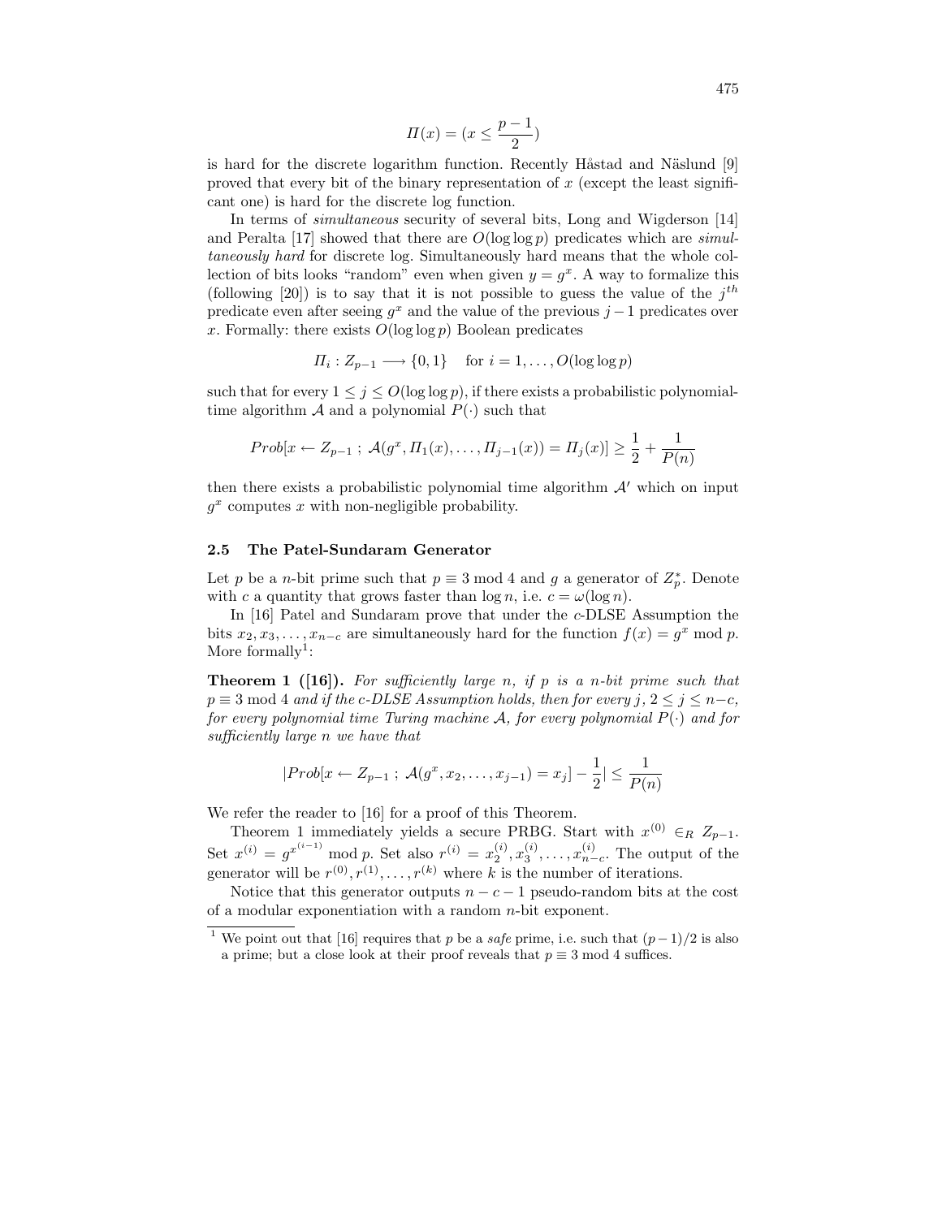$$\Pi(x) = (x \leq \frac{p-1}{2})$$

is hard for the discrete logarithm function. Recently Håstad and Näslund [9] proved that every bit of the binary representation of $x$ (except the least significant one) is hard for the discrete log function.

In terms of *simultaneous* security of several bits, Long and Wigderson [14] and Peralta [17] showed that there are $O(\log\log p)$ predicates which are *simultaneously hard* for discrete log. Simultaneously hard means that the whole collection of bits looks "random" even when given $y = g^x$. A way to formalize this (following [20]) is to say that it is not possible to guess the value of the $j^{th}$ predicate even after seeing $g^x$ and the value of the previous $j-1$ predicates over $x$. Formally: there exists $O(\log\log p)$ Boolean predicates

$$\Pi_i : Z_{p-1} \longrightarrow \{0,1\} \quad \text{for } i = 1, \ldots, O(\log\log p)$$

such that for every $1 \leq j \leq O(\log\log p)$, if there exists a probabilistic polynomial-time algorithm $\mathcal{A}$ and a polynomial $P(\cdot)$ such that

$$Prob[x \leftarrow Z_{p-1}\ ;\ \mathcal{A}(g^x, \Pi_1(x), \ldots, \Pi_{j-1}(x)) = \Pi_j(x)] \geq \frac{1}{2} + \frac{1}{P(n)}$$

then there exists a probabilistic polynomial time algorithm $\mathcal{A}'$ which on input $g^x$ computes $x$ with non-negligible probability.

### 2.5 The Patel-Sundaram Generator

Let $p$ be a $n$-bit prime such that $p \equiv 3 \bmod 4$ and $g$ a generator of $Z_p^*$. Denote with $c$ a quantity that grows faster than $\log n$, i.e. $c = \omega(\log n)$.

In [16] Patel and Sundaram prove that under the $c$-DLSE Assumption the bits $x_2, x_3, \ldots, x_{n-c}$ are simultaneously hard for the function $f(x) = g^x \bmod p$. More formally[1]:

**Theorem 1 ([16]).** *For sufficiently large $n$, if $p$ is a $n$-bit prime such that $p \equiv 3 \bmod 4$ and if the $c$-DLSE Assumption holds, then for every $j$, $2 \leq j \leq n-c$, for every polynomial time Turing machine $\mathcal{A}$, for every polynomial $P(\cdot)$ and for sufficiently large $n$ we have that*

$$|Prob[x \leftarrow Z_{p-1}\ ;\ \mathcal{A}(g^x, x_2, \ldots, x_{j-1}) = x_j] - \frac{1}{2}| \leq \frac{1}{P(n)}$$

We refer the reader to [16] for a proof of this Theorem.

Theorem 1 immediately yields a secure PRBG. Start with $x^{(0)} \in_R Z_{p-1}$. Set $x^{(i)} = g^{x^{(i-1)}} \bmod p$. Set also $r^{(i)} = x_2^{(i)}, x_3^{(i)}, \ldots, x_{n-c}^{(i)}$. The output of the generator will be $r^{(0)}, r^{(1)}, \ldots, r^{(k)}$ where $k$ is the number of iterations.

Notice that this generator outputs $n - c - 1$ pseudo-random bits at the cost of a modular exponentiation with a random $n$-bit exponent.

[1] We point out that [16] requires that $p$ be a *safe* prime, i.e. such that $(p-1)/2$ is also a prime; but a close look at their proof reveals that $p \equiv 3 \bmod 4$ suffices.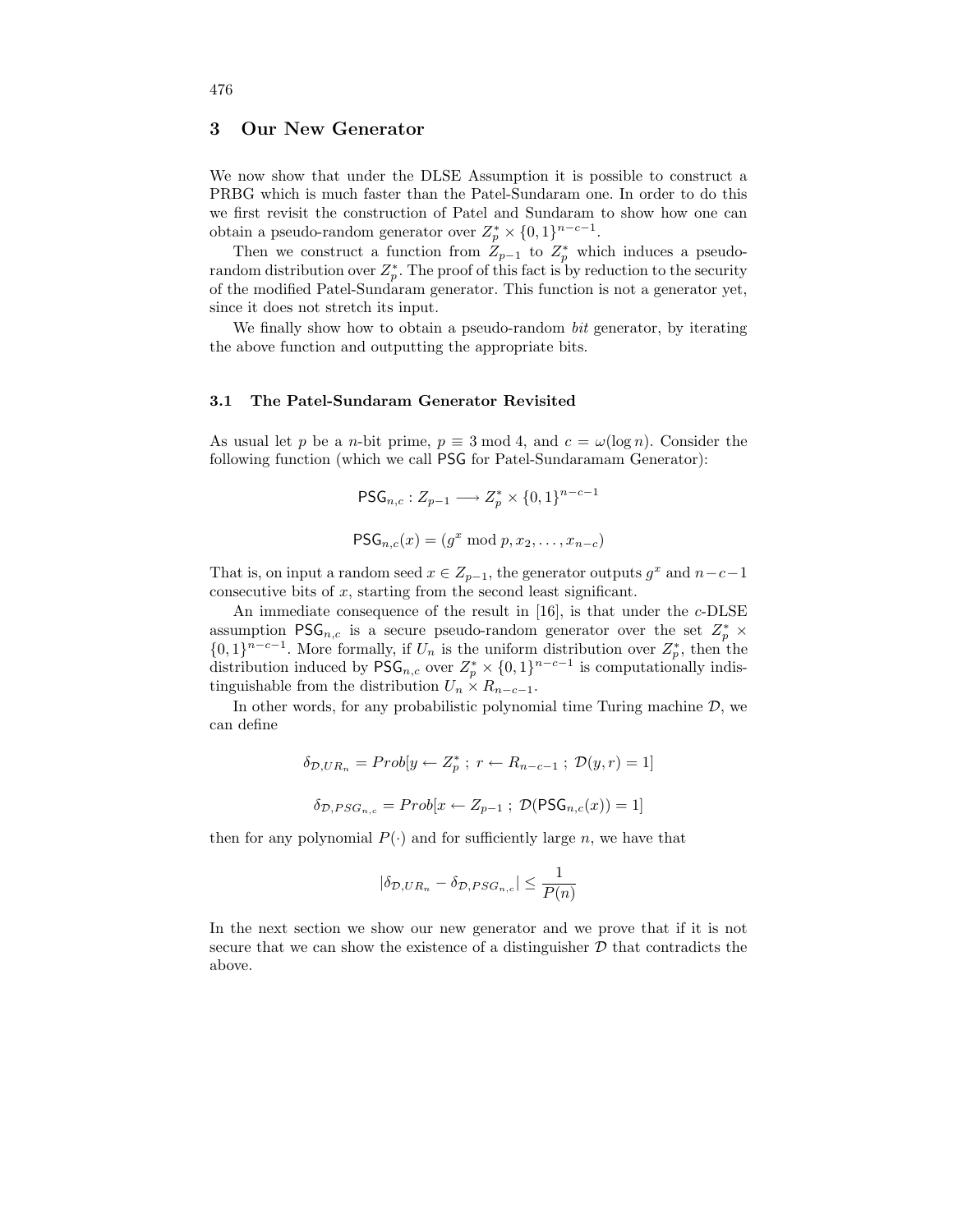## 3 Our New Generator

We now show that under the DLSE Assumption it is possible to construct a PRBG which is much faster than the Patel-Sundaram one. In order to do this we first revisit the construction of Patel and Sundaram to show how one can obtain a pseudo-random generator over $Z_p^* \times \{0,1\}^{n-c-1}$.

Then we construct a function from $Z_{p-1}$ to $Z_p^*$ which induces a pseudo-random distribution over $Z_p^*$. The proof of this fact is by reduction to the security of the modified Patel-Sundaram generator. This function is not a generator yet, since it does not stretch its input.

We finally show how to obtain a pseudo-random *bit* generator, by iterating the above function and outputting the appropriate bits.

### 3.1 The Patel-Sundaram Generator Revisited

As usual let $p$ be a $n$-bit prime, $p \equiv 3 \bmod 4$, and $c = \omega(\log n)$. Consider the following function (which we call $\mathsf{PSG}$ for Patel-Sundaramam Generator):

$$\mathsf{PSG}_{n,c} : Z_{p-1} \longrightarrow Z_p^* \times \{0,1\}^{n-c-1}$$

$$\mathsf{PSG}_{n,c}(x) = (g^x \bmod p, x_2, \ldots, x_{n-c})$$

That is, on input a random seed $x \in Z_{p-1}$, the generator outputs $g^x$ and $n-c-1$ consecutive bits of $x$, starting from the second least significant.

An immediate consequence of the result in [16], is that under the $c$-DLSE assumption $\mathsf{PSG}_{n,c}$ is a secure pseudo-random generator over the set $Z_p^* \times \{0,1\}^{n-c-1}$. More formally, if $U_n$ is the uniform distribution over $Z_p^*$, then the distribution induced by $\mathsf{PSG}_{n,c}$ over $Z_p^* \times \{0,1\}^{n-c-1}$ is computationally indistinguishable from the distribution $U_n \times R_{n-c-1}$.

In other words, for any probabilistic polynomial time Turing machine $\mathcal{D}$, we can define

$$\delta_{\mathcal{D},UR_n} = Prob[y \leftarrow Z_p^* \; ; \; r \leftarrow R_{n-c-1} \; ; \; \mathcal{D}(y,r) = 1]$$

$$\delta_{\mathcal{D},PSG_{n,c}} = Prob[x \leftarrow Z_{p-1} \; ; \; \mathcal{D}(\mathsf{PSG}_{n,c}(x)) = 1]$$

then for any polynomial $P(\cdot)$ and for sufficiently large $n$, we have that

$$|\delta_{\mathcal{D},UR_n} - \delta_{\mathcal{D},PSG_{n,c}}| \leq \frac{1}{P(n)}$$

In the next section we show our new generator and we prove that if it is not secure that we can show the existence of a distinguisher $\mathcal{D}$ that contradicts the above.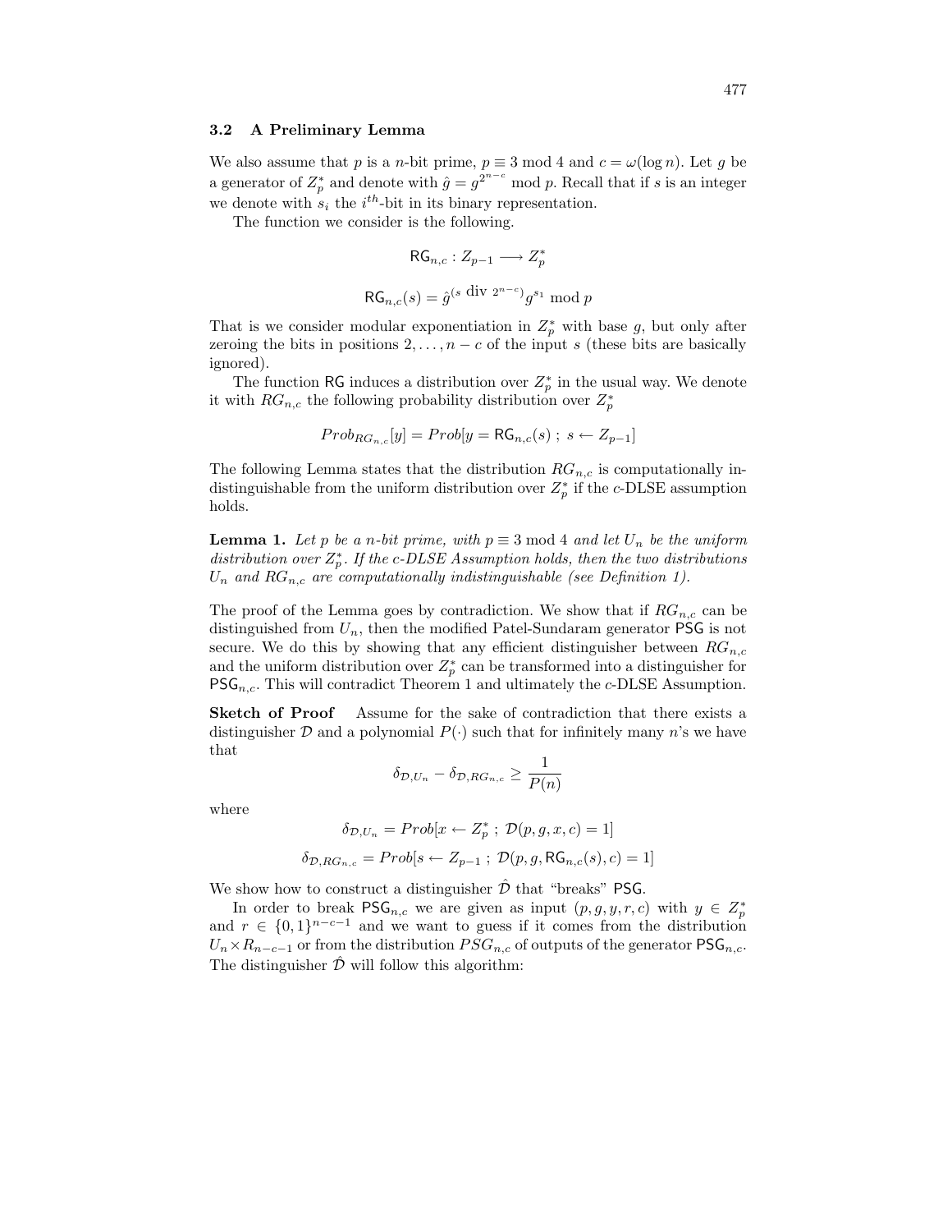### 3.2 A Preliminary Lemma

We also assume that $p$ is a $n$-bit prime, $p \equiv 3 \bmod 4$ and $c = \omega(\log n)$. Let $g$ be a generator of $Z_p^*$ and denote with $\hat{g} = g^{2^{n-c}} \bmod p$. Recall that if $s$ is an integer we denote with $s_i$ the $i^{th}$-bit in its binary representation.

The function we consider is the following.

$$\mathsf{RG}_{n,c} : Z_{p-1} \longrightarrow Z_p^*$$

$$\mathsf{RG}_{n,c}(s) = \hat{g}^{(s \text{ div } 2^{n-c})} g^{s_1} \bmod p$$

That is we consider modular exponentiation in $Z_p^*$ with base $g$, but only after zeroing the bits in positions $2, \ldots, n-c$ of the input $s$ (these bits are basically ignored).

The function $\mathsf{RG}$ induces a distribution over $Z_p^*$ in the usual way. We denote it with $RG_{n,c}$ the following probability distribution over $Z_p^*$

$$Prob_{RG_{n,c}}[y] = Prob[y = \mathsf{RG}_{n,c}(s) \; ; \; s \leftarrow Z_{p-1}]$$

The following Lemma states that the distribution $RG_{n,c}$ is computationally indistinguishable from the uniform distribution over $Z_p^*$ if the $c$-DLSE assumption holds.

**Lemma 1.** *Let $p$ be a $n$-bit prime, with $p \equiv 3 \bmod 4$ and let $U_n$ be the uniform distribution over $Z_p^*$. If the $c$-DLSE Assumption holds, then the two distributions $U_n$ and $RG_{n,c}$ are computationally indistinguishable (see Definition 1).*

The proof of the Lemma goes by contradiction. We show that if $RG_{n,c}$ can be distinguished from $U_n$, then the modified Patel-Sundaram generator $\mathsf{PSG}$ is not secure. We do this by showing that any efficient distinguisher between $RG_{n,c}$ and the uniform distribution over $Z_p^*$ can be transformed into a distinguisher for $\mathsf{PSG}_{n,c}$. This will contradict Theorem 1 and ultimately the $c$-DLSE Assumption.

**Sketch of Proof** Assume for the sake of contradiction that there exists a distinguisher $\mathcal{D}$ and a polynomial $P(\cdot)$ such that for infinitely many $n$'s we have that

$$\delta_{\mathcal{D},U_n} - \delta_{\mathcal{D},RG_{n,c}} \geq \frac{1}{P(n)}$$

where

$$\delta_{\mathcal{D},U_n} = Prob[x \leftarrow Z_p^* \; ; \; \mathcal{D}(p, g, x, c) = 1]$$

$$\delta_{\mathcal{D},RG_{n,c}} = Prob[s \leftarrow Z_{p-1} \; ; \; \mathcal{D}(p, g, \mathsf{RG}_{n,c}(s), c) = 1]$$

We show how to construct a distinguisher $\hat{\mathcal{D}}$ that "breaks" $\mathsf{PSG}$.

In order to break $\mathsf{PSG}_{n,c}$ we are given as input $(p, g, y, r, c)$ with $y \in Z_p^*$ and $r \in \{0,1\}^{n-c-1}$ and we want to guess if it comes from the distribution $U_n \times R_{n-c-1}$ or from the distribution $PSG_{n,c}$ of outputs of the generator $\mathsf{PSG}_{n,c}$. The distinguisher $\hat{\mathcal{D}}$ will follow this algorithm: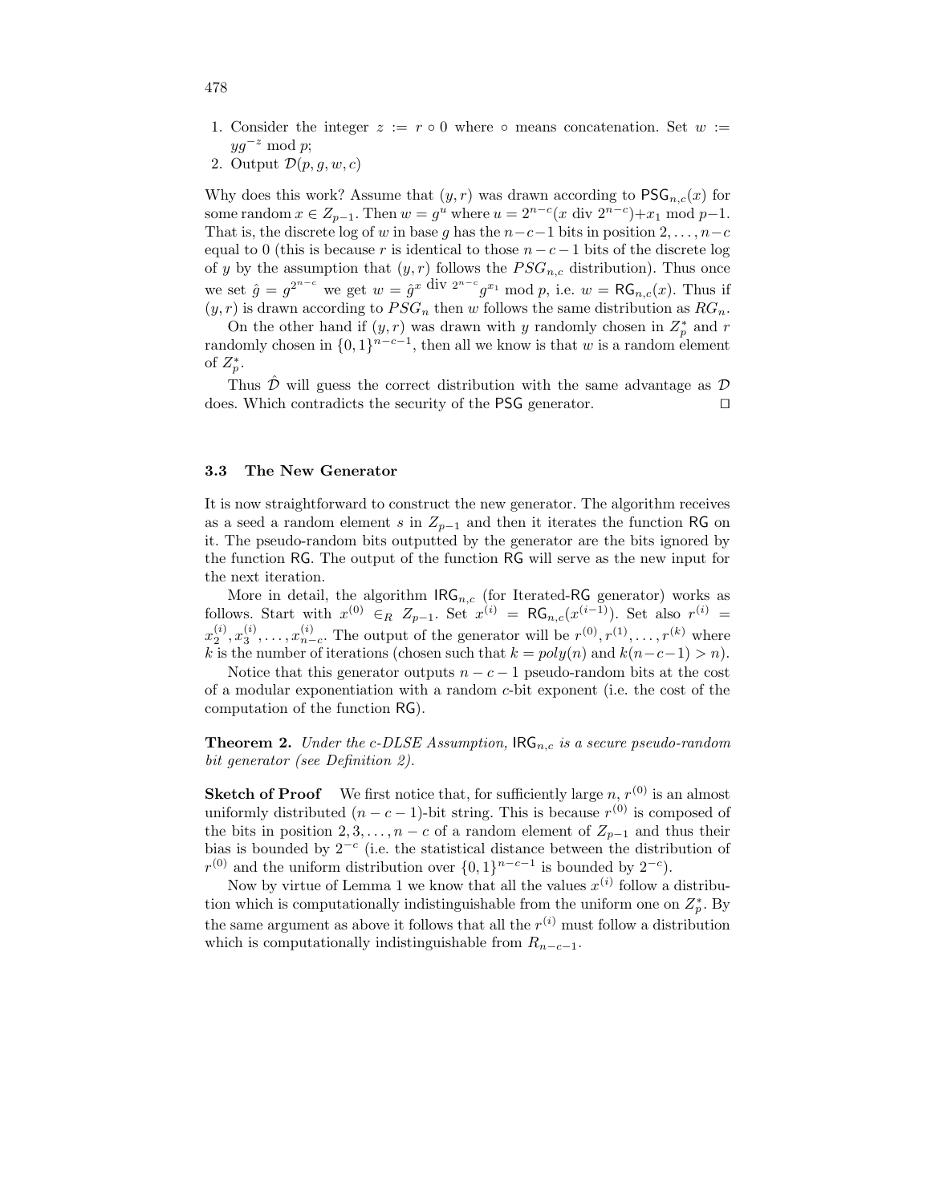1. Consider the integer $z := r \circ 0$ where $\circ$ means concatenation. Set $w := yg^{-z} \bmod p$;
2. Output $\mathcal{D}(p, g, w, c)$

Why does this work? Assume that $(y, r)$ was drawn according to $\mathsf{PSG}_{n,c}(x)$ for some random $x \in Z_{p-1}$. Then $w = g^u$ where $u = 2^{n-c}(x \text{ div } 2^{n-c}) + x_1 \bmod p-1$. That is, the discrete log of $w$ in base $g$ has the $n-c-1$ bits in position $2, \ldots, n-c$ equal to 0 (this is because $r$ is identical to those $n-c-1$ bits of the discrete log of $y$ by the assumption that $(y, r)$ follows the $PSG_{n,c}$ distribution). Thus once we set $\hat{g} = g^{2^{n-c}}$ we get $w = \hat{g}^{x \text{ div } 2^{n-c}} g^{x_1} \bmod p$, i.e. $w = \mathsf{RG}_{n,c}(x)$. Thus if $(y, r)$ is drawn according to $PSG_n$ then $w$ follows the same distribution as $RG_n$.

On the other hand if $(y, r)$ was drawn with $y$ randomly chosen in $Z_p^*$ and $r$ randomly chosen in $\{0, 1\}^{n-c-1}$, then all we know is that $w$ is a random element of $Z_p^*$.

Thus $\hat{\mathcal{D}}$ will guess the correct distribution with the same advantage as $\mathcal{D}$ does. Which contradicts the security of the $\mathsf{PSG}$ generator. $\square$

### 3.3 The New Generator

It is now straightforward to construct the new generator. The algorithm receives as a seed a random element $s$ in $Z_{p-1}$ and then it iterates the function $\mathsf{RG}$ on it. The pseudo-random bits outputted by the generator are the bits ignored by the function $\mathsf{RG}$. The output of the function $\mathsf{RG}$ will serve as the new input for the next iteration.

More in detail, the algorithm $\mathsf{IRG}_{n,c}$ (for Iterated-$\mathsf{RG}$ generator) works as follows. Start with $x^{(0)} \in_R Z_{p-1}$. Set $x^{(i)} = \mathsf{RG}_{n,c}(x^{(i-1)})$. Set also $r^{(i)} = x_2^{(i)}, x_3^{(i)}, \ldots, x_{n-c}^{(i)}$. The output of the generator will be $r^{(0)}, r^{(1)}, \ldots, r^{(k)}$ where $k$ is the number of iterations (chosen such that $k = poly(n)$ and $k(n-c-1) > n$).

Notice that this generator outputs $n-c-1$ pseudo-random bits at the cost of a modular exponentiation with a random $c$-bit exponent (i.e. the cost of the computation of the function $\mathsf{RG}$).

**Theorem 2.** *Under the c-DLSE Assumption, $\mathsf{IRG}_{n,c}$ is a secure pseudo-random bit generator (see Definition 2).*

**Sketch of Proof** We first notice that, for sufficiently large $n$, $r^{(0)}$ is an almost uniformly distributed $(n-c-1)$-bit string. This is because $r^{(0)}$ is composed of the bits in position $2, 3, \ldots, n-c$ of a random element of $Z_{p-1}$ and thus their bias is bounded by $2^{-c}$ (i.e. the statistical distance between the distribution of $r^{(0)}$ and the uniform distribution over $\{0,1\}^{n-c-1}$ is bounded by $2^{-c}$).

Now by virtue of Lemma 1 we know that all the values $x^{(i)}$ follow a distribution which is computationally indistinguishable from the uniform one on $Z_p^*$. By the same argument as above it follows that all the $r^{(i)}$ must follow a distribution which is computationally indistinguishable from $R_{n-c-1}$.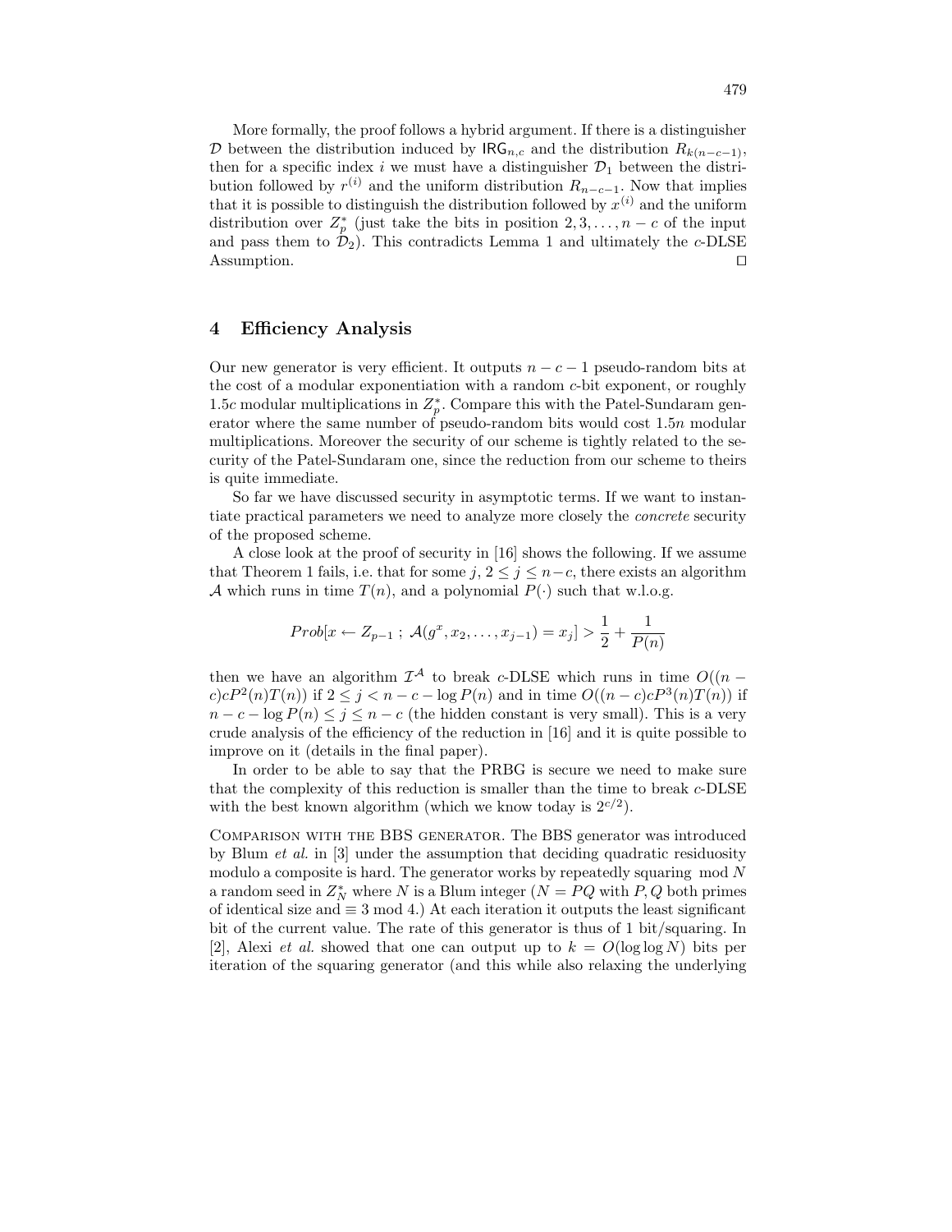More formally, the proof follows a hybrid argument. If there is a distinguisher $\mathcal{D}$ between the distribution induced by $\mathsf{IRG}_{n,c}$ and the distribution $R_{k(n-c-1)}$, then for a specific index $i$ we must have a distinguisher $\mathcal{D}_1$ between the distribution followed by $r^{(i)}$ and the uniform distribution $R_{n-c-1}$. Now that implies that it is possible to distinguish the distribution followed by $x^{(i)}$ and the uniform distribution over $Z_p^*$ (just take the bits in position $2, 3, \ldots, n-c$ of the input and pass them to $\mathcal{D}_2$). This contradicts Lemma 1 and ultimately the $c$-DLSE Assumption. □

## 4 Efficiency Analysis

Our new generator is very efficient. It outputs $n - c - 1$ pseudo-random bits at the cost of a modular exponentiation with a random $c$-bit exponent, or roughly $1.5c$ modular multiplications in $Z_p^*$. Compare this with the Patel-Sundaram generator where the same number of pseudo-random bits would cost $1.5n$ modular multiplications. Moreover the security of our scheme is tightly related to the security of the Patel-Sundaram one, since the reduction from our scheme to theirs is quite immediate.

So far we have discussed security in asymptotic terms. If we want to instantiate practical parameters we need to analyze more closely the *concrete* security of the proposed scheme.

A close look at the proof of security in [16] shows the following. If we assume that Theorem 1 fails, i.e. that for some $j$, $2 \leq j \leq n-c$, there exists an algorithm $\mathcal{A}$ which runs in time $T(n)$, and a polynomial $P(\cdot)$ such that w.l.o.g.

$$Prob[x \leftarrow Z_{p-1}\ ;\ \mathcal{A}(g^x, x_2, \ldots, x_{j-1}) = x_j] > \frac{1}{2} + \frac{1}{P(n)}$$

then we have an algorithm $\mathcal{I}^{\mathcal{A}}$ to break $c$-DLSE which runs in time $O((n - c)cP^2(n)T(n))$ if $2 \leq j < n - c - \log P(n)$ and in time $O((n-c)cP^3(n)T(n))$ if $n - c - \log P(n) \leq j \leq n - c$ (the hidden constant is very small). This is a very crude analysis of the efficiency of the reduction in [16] and it is quite possible to improve on it (details in the final paper).

In order to be able to say that the PRBG is secure we need to make sure that the complexity of this reduction is smaller than the time to break $c$-DLSE with the best known algorithm (which we know today is $2^{c/2}$).

Comparison with the BBS generator. The BBS generator was introduced by Blum *et al.* in [3] under the assumption that deciding quadratic residuosity modulo a composite is hard. The generator works by repeatedly squaring mod $N$ a random seed in $Z_N^*$ where $N$ is a Blum integer ($N = PQ$ with $P, Q$ both primes of identical size and $\equiv 3 \bmod 4$.) At each iteration it outputs the least significant bit of the current value. The rate of this generator is thus of 1 bit/squaring. In [2], Alexi *et al.* showed that one can output up to $k = O(\log \log N)$ bits per iteration of the squaring generator (and this while also relaxing the underlying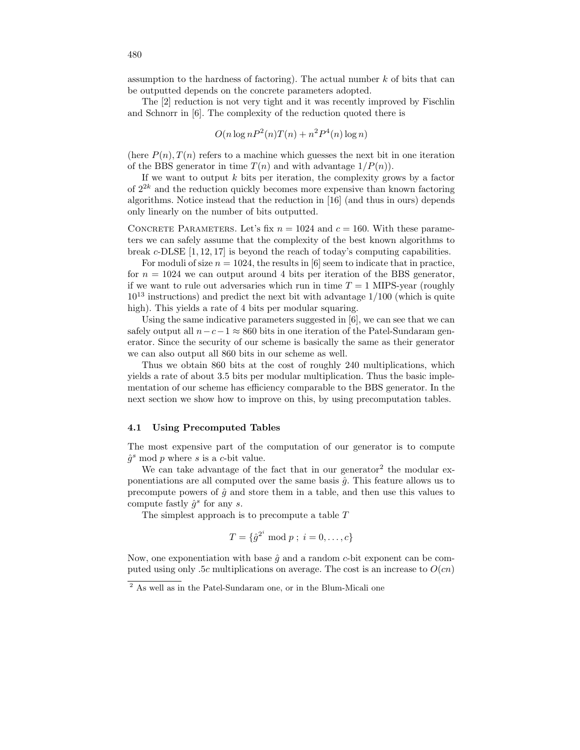assumption to the hardness of factoring). The actual number $k$ of bits that can be outputted depends on the concrete parameters adopted.

The [2] reduction is not very tight and it was recently improved by Fischlin and Schnorr in [6]. The complexity of the reduction quoted there is

$$O(n \log n P^2(n) T(n) + n^2 P^4(n) \log n)$$

(here $P(n), T(n)$ refers to a machine which guesses the next bit in one iteration of the BBS generator in time $T(n)$ and with advantage $1/P(n)$).

If we want to output $k$ bits per iteration, the complexity grows by a factor of $2^{2k}$ and the reduction quickly becomes more expensive than known factoring algorithms. Notice instead that the reduction in [16] (and thus in ours) depends only linearly on the number of bits outputted.

Concrete Parameters. Let's fix $n = 1024$ and $c = 160$. With these parameters we can safely assume that the complexity of the best known algorithms to break $c$-DLSE [1, 12, 17] is beyond the reach of today's computing capabilities.

For moduli of size $n = 1024$, the results in [6] seem to indicate that in practice, for $n = 1024$ we can output around 4 bits per iteration of the BBS generator, if we want to rule out adversaries which run in time $T = 1$ MIPS-year (roughly $10^{13}$ instructions) and predict the next bit with advantage $1/100$ (which is quite high). This yields a rate of 4 bits per modular squaring.

Using the same indicative parameters suggested in [6], we can see that we can safely output all $n - c - 1 \approx 860$ bits in one iteration of the Patel-Sundaram generator. Since the security of our scheme is basically the same as their generator we can also output all 860 bits in our scheme as well.

Thus we obtain 860 bits at the cost of roughly 240 multiplications, which yields a rate of about 3.5 bits per modular multiplication. Thus the basic implementation of our scheme has efficiency comparable to the BBS generator. In the next section we show how to improve on this, by using precomputation tables.

### 4.1 Using Precomputed Tables

The most expensive part of the computation of our generator is to compute $\hat{g}^s \bmod p$ where $s$ is a $c$-bit value.

We can take advantage of the fact that in our generator[2] the modular exponentiations are all computed over the same basis $\hat{g}$. This feature allows us to precompute powers of $\hat{g}$ and store them in a table, and then use this values to compute fastly $\hat{g}^s$ for any $s$.

The simplest approach is to precompute a table $T$

$$T = \{\hat{g}^{2^i} \bmod p \ ; \ i = 0, \ldots, c\}$$

Now, one exponentiation with base $\hat{g}$ and a random $c$-bit exponent can be computed using only $.5c$ multiplications on average. The cost is an increase to $O(cn)$

[2] As well as in the Patel-Sundaram one, or in the Blum-Micali one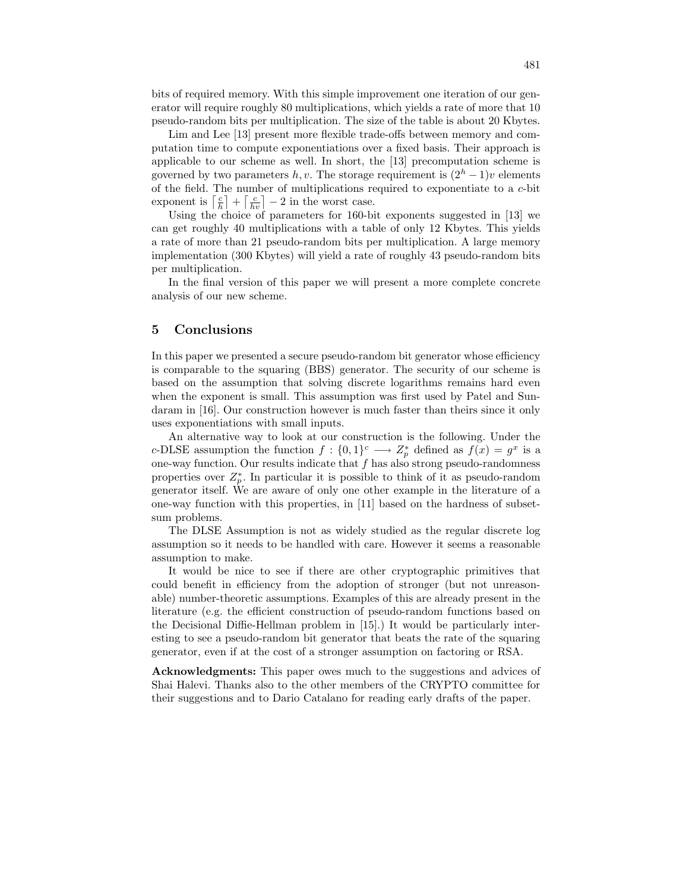bits of required memory. With this simple improvement one iteration of our generator will require roughly 80 multiplications, which yields a rate of more that 10 pseudo-random bits per multiplication. The size of the table is about 20 Kbytes.

Lim and Lee [13] present more flexible trade-offs between memory and computation time to compute exponentiations over a fixed basis. Their approach is applicable to our scheme as well. In short, the [13] precomputation scheme is governed by two parameters $h, v$. The storage requirement is $(2^h - 1)v$ elements of the field. The number of multiplications required to exponentiate to a $c$-bit exponent is $\lceil \frac{c}{h} \rceil + \lceil \frac{c}{hv} \rceil - 2$ in the worst case.

Using the choice of parameters for 160-bit exponents suggested in [13] we can get roughly 40 multiplications with a table of only 12 Kbytes. This yields a rate of more than 21 pseudo-random bits per multiplication. A large memory implementation (300 Kbytes) will yield a rate of roughly 43 pseudo-random bits per multiplication.

In the final version of this paper we will present a more complete concrete analysis of our new scheme.

## 5 Conclusions

In this paper we presented a secure pseudo-random bit generator whose efficiency is comparable to the squaring (BBS) generator. The security of our scheme is based on the assumption that solving discrete logarithms remains hard even when the exponent is small. This assumption was first used by Patel and Sundaram in [16]. Our construction however is much faster than theirs since it only uses exponentiations with small inputs.

An alternative way to look at our construction is the following. Under the $c$-DLSE assumption the function $f : \{0,1\}^c \longrightarrow Z_p^*$ defined as $f(x) = g^x$ is a one-way function. Our results indicate that $f$ has also strong pseudo-randomness properties over $Z_p^*$. In particular it is possible to think of it as pseudo-random generator itself. We are aware of only one other example in the literature of a one-way function with this properties, in [11] based on the hardness of subset-sum problems.

The DLSE Assumption is not as widely studied as the regular discrete log assumption so it needs to be handled with care. However it seems a reasonable assumption to make.

It would be nice to see if there are other cryptographic primitives that could benefit in efficiency from the adoption of stronger (but not unreasonable) number-theoretic assumptions. Examples of this are already present in the literature (e.g. the efficient construction of pseudo-random functions based on the Decisional Diffie-Hellman problem in [15].) It would be particularly interesting to see a pseudo-random bit generator that beats the rate of the squaring generator, even if at the cost of a stronger assumption on factoring or RSA.

**Acknowledgments:** This paper owes much to the suggestions and advices of Shai Halevi. Thanks also to the other members of the CRYPTO committee for their suggestions and to Dario Catalano for reading early drafts of the paper.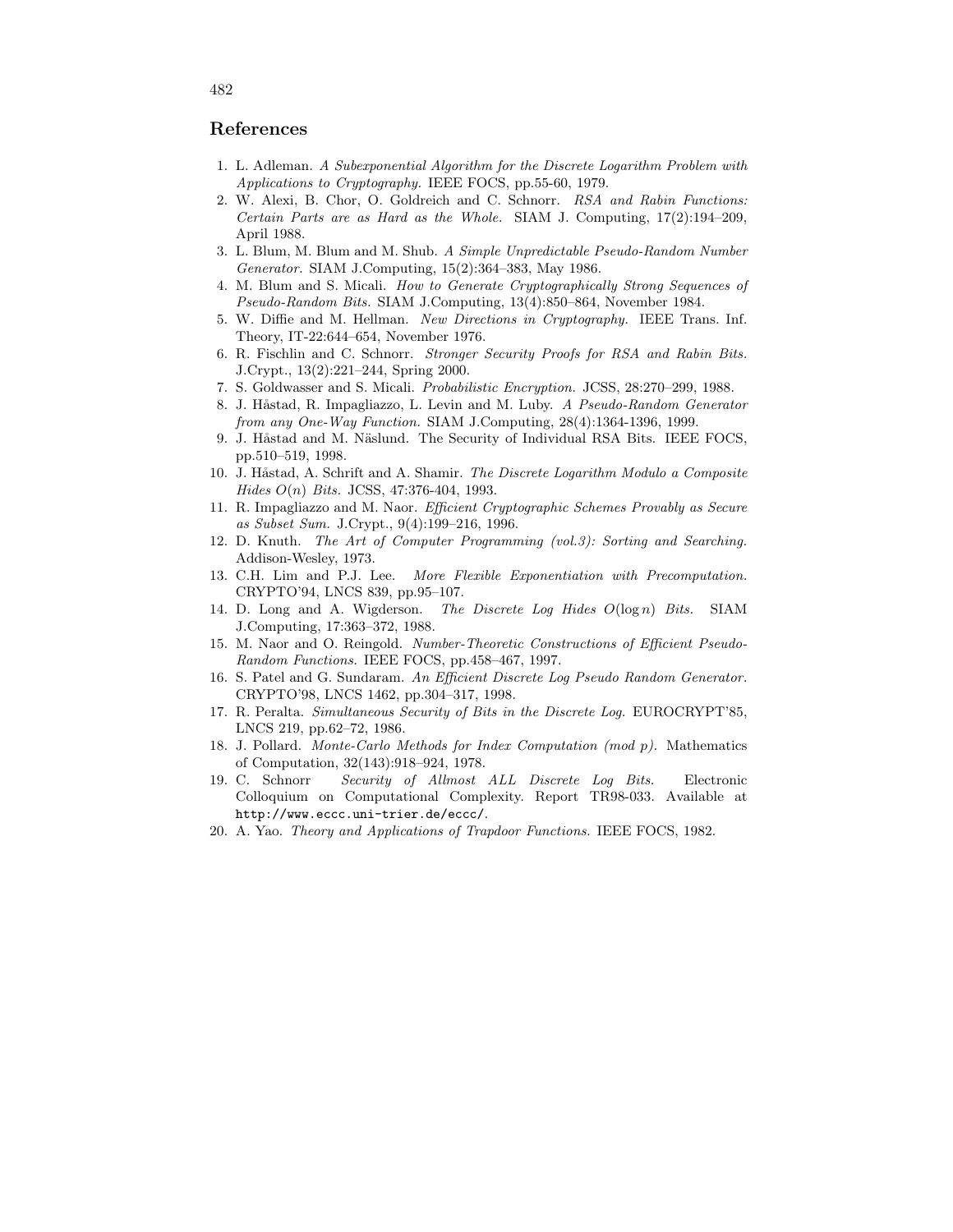## References

1. L. Adleman. *A Subexponential Algorithm for the Discrete Logarithm Problem with Applications to Cryptography.* IEEE FOCS, pp.55-60, 1979.
2. W. Alexi, B. Chor, O. Goldreich and C. Schnorr. *RSA and Rabin Functions: Certain Parts are as Hard as the Whole.* SIAM J. Computing, 17(2):194–209, April 1988.
3. L. Blum, M. Blum and M. Shub. *A Simple Unpredictable Pseudo-Random Number Generator.* SIAM J.Computing, 15(2):364–383, May 1986.
4. M. Blum and S. Micali. *How to Generate Cryptographically Strong Sequences of Pseudo-Random Bits.* SIAM J.Computing, 13(4):850–864, November 1984.
5. W. Diffie and M. Hellman. *New Directions in Cryptography.* IEEE Trans. Inf. Theory, IT-22:644–654, November 1976.
6. R. Fischlin and C. Schnorr. *Stronger Security Proofs for RSA and Rabin Bits.* J.Crypt., 13(2):221–244, Spring 2000.
7. S. Goldwasser and S. Micali. *Probabilistic Encryption.* JCSS, 28:270–299, 1988.
8. J. Håstad, R. Impagliazzo, L. Levin and M. Luby. *A Pseudo-Random Generator from any One-Way Function.* SIAM J.Computing, 28(4):1364-1396, 1999.
9. J. Håstad and M. Näslund. The Security of Individual RSA Bits. IEEE FOCS, pp.510–519, 1998.
10. J. Håstad, A. Schrift and A. Shamir. *The Discrete Logarithm Modulo a Composite Hides $O(n)$ Bits.* JCSS, 47:376-404, 1993.
11. R. Impagliazzo and M. Naor. *Efficient Cryptographic Schemes Provably as Secure as Subset Sum.* J.Crypt., 9(4):199–216, 1996.
12. D. Knuth. *The Art of Computer Programming (vol.3): Sorting and Searching.* Addison-Wesley, 1973.
13. C.H. Lim and P.J. Lee. *More Flexible Exponentiation with Precomputation.* CRYPTO'94, LNCS 839, pp.95–107.
14. D. Long and A. Wigderson. *The Discrete Log Hides $O(\log n)$ Bits.* SIAM J.Computing, 17:363–372, 1988.
15. M. Naor and O. Reingold. *Number-Theoretic Constructions of Efficient Pseudo-Random Functions.* IEEE FOCS, pp.458–467, 1997.
16. S. Patel and G. Sundaram. *An Efficient Discrete Log Pseudo Random Generator.* CRYPTO'98, LNCS 1462, pp.304–317, 1998.
17. R. Peralta. *Simultaneous Security of Bits in the Discrete Log.* EUROCRYPT'85, LNCS 219, pp.62–72, 1986.
18. J. Pollard. *Monte-Carlo Methods for Index Computation (mod p).* Mathematics of Computation, 32(143):918–924, 1978.
19. C. Schnorr *Security of Allmost ALL Discrete Log Bits.* Electronic Colloquium on Computational Complexity. Report TR98-033. Available at `http://www.eccc.uni-trier.de/eccc/`.
20. A. Yao. *Theory and Applications of Trapdoor Functions.* IEEE FOCS, 1982.